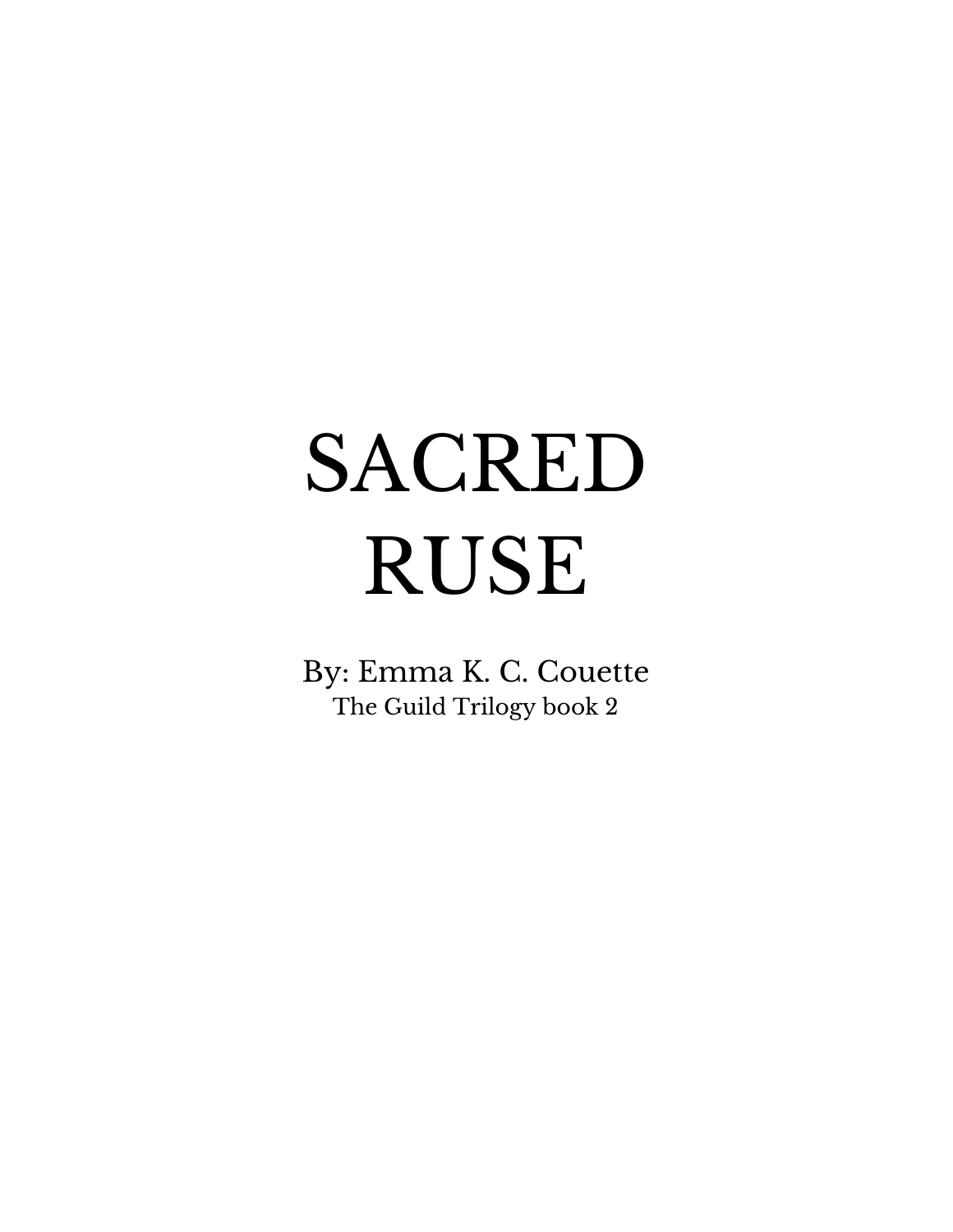# SACRED RUSE

By: Emma K. C. Couette

The Guild Trilogy book 2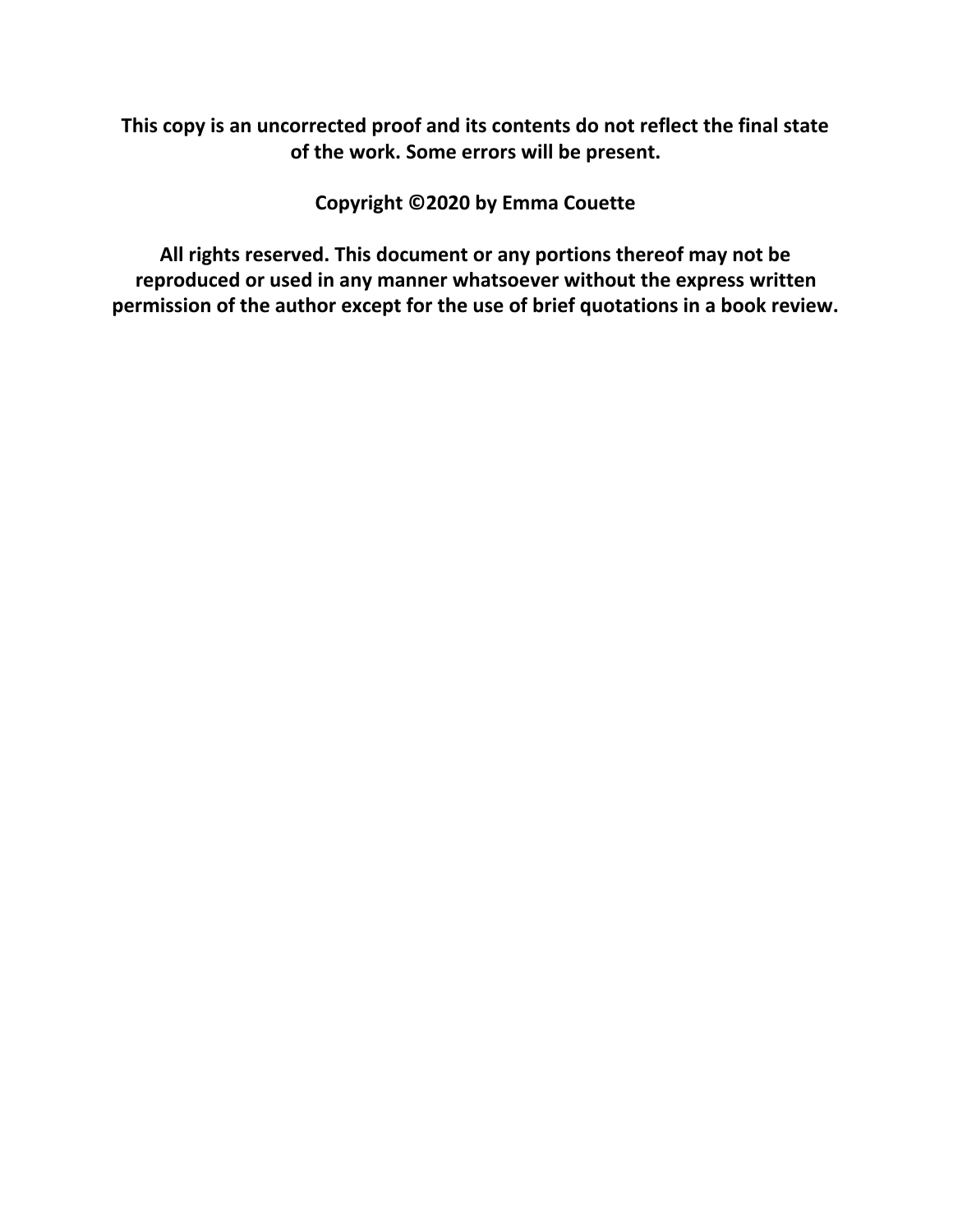**This copy is an uncorrected proof and its contents do not reflect the final state of the work. Some errors will be present.**

**Copyright ©2020 by Emma Couette**

**All rights reserved. This document or any portions thereof may not be reproduced or used in any manner whatsoever without the express written permission of the author except for the use of brief quotations in a book review.**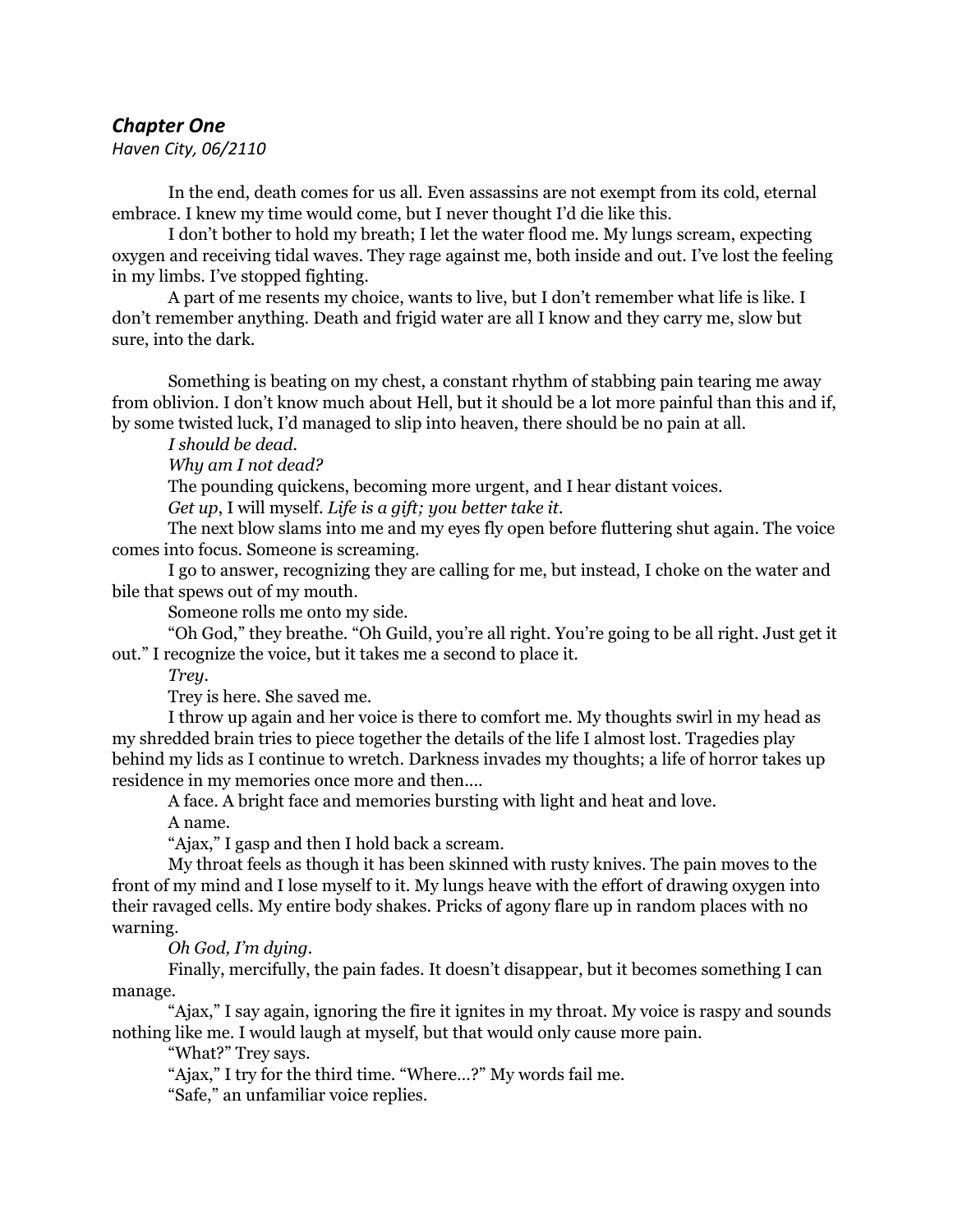### *Chapter One*

*Haven City, 06/2110*

In the end, death comes for us all. Even assassins are not exempt from its cold, eternal embrace. I knew my time would come, but I never thought I'd die like this.

I don't bother to hold my breath; I let the water flood me. My lungs scream, expecting oxygen and receiving tidal waves. They rage against me, both inside and out. I've lost the feeling in my limbs. I've stopped fighting.

A part of me resents my choice, wants to live, but I don't remember what life is like. I don't remember anything. Death and frigid water are all I know and they carry me, slow but sure, into the dark.

Something is beating on my chest, a constant rhythm of stabbing pain tearing me away from oblivion. I don't know much about Hell, but it should be a lot more painful than this and if, by some twisted luck, I'd managed to slip into heaven, there should be no pain at all.

*I should be dead.*

*Why am I not dead?*

The pounding quickens, becoming more urgent, and I hear distant voices.

*Get up*, I will myself. *Life is a gift; you better take it.*

The next blow slams into me and my eyes fly open before fluttering shut again. The voice comes into focus. Someone is screaming.

I go to answer, recognizing they are calling for me, but instead, I choke on the water and bile that spews out of my mouth.

Someone rolls me onto my side.

"Oh God," they breathe. "Oh Guild, you're all right. You're going to be all right. Just get it out." I recognize the voice, but it takes me a second to place it.

*Trey*.

Trey is here. She saved me.

I throw up again and her voice is there to comfort me. My thoughts swirl in my head as my shredded brain tries to piece together the details of the life I almost lost. Tragedies play behind my lids as I continue to wretch. Darkness invades my thoughts; a life of horror takes up residence in my memories once more and then....

A face. A bright face and memories bursting with light and heat and love.

A name.

"Ajax," I gasp and then I hold back a scream.

My throat feels as though it has been skinned with rusty knives. The pain moves to the front of my mind and I lose myself to it. My lungs heave with the effort of drawing oxygen into their ravaged cells. My entire body shakes. Pricks of agony flare up in random places with no warning.

*Oh God, I'm dying*.

Finally, mercifully, the pain fades. It doesn't disappear, but it becomes something I can manage.

"Ajax," I say again, ignoring the fire it ignites in my throat. My voice is raspy and sounds nothing like me. I would laugh at myself, but that would only cause more pain.

"What?" Trey says.

"Ajax," I try for the third time. "Where…?" My words fail me.

"Safe," an unfamiliar voice replies.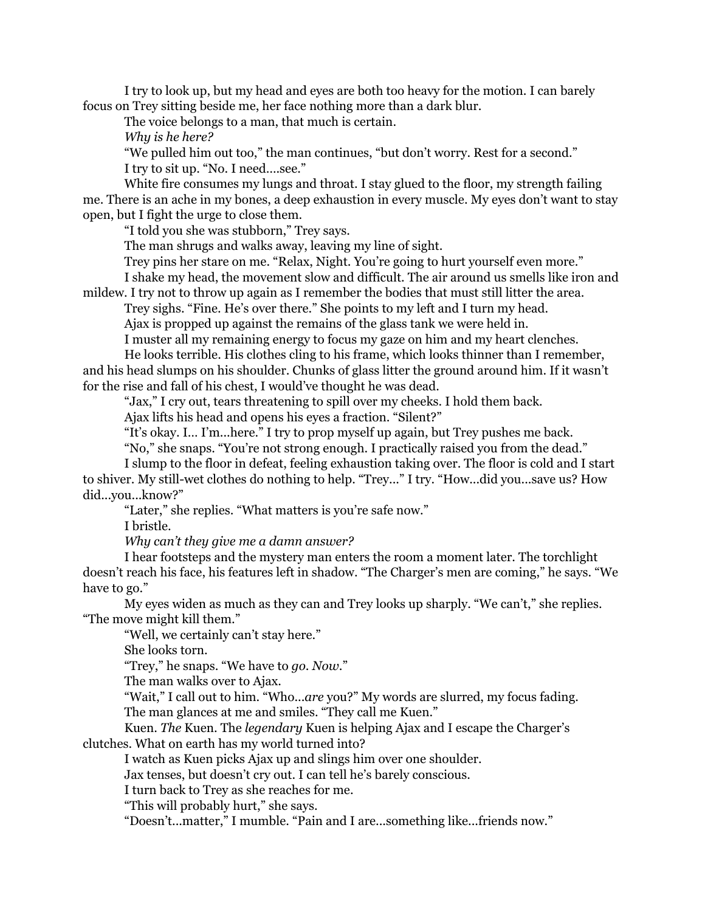I try to look up, but my head and eyes are both too heavy for the motion. I can barely focus on Trey sitting beside me, her face nothing more than a dark blur.

The voice belongs to a man, that much is certain.

*Why is he here?*

"We pulled him out too," the man continues, "but don't worry. Rest for a second."

I try to sit up. "No. I need….see."

White fire consumes my lungs and throat. I stay glued to the floor, my strength failing me. There is an ache in my bones, a deep exhaustion in every muscle. My eyes don't want to stay open, but I fight the urge to close them.

"I told you she was stubborn," Trey says.

The man shrugs and walks away, leaving my line of sight.

Trey pins her stare on me. "Relax, Night. You're going to hurt yourself even more."

I shake my head, the movement slow and difficult. The air around us smells like iron and mildew. I try not to throw up again as I remember the bodies that must still litter the area.

Trey sighs. "Fine. He's over there." She points to my left and I turn my head.

Ajax is propped up against the remains of the glass tank we were held in.

I muster all my remaining energy to focus my gaze on him and my heart clenches.

He looks terrible. His clothes cling to his frame, which looks thinner than I remember, and his head slumps on his shoulder. Chunks of glass litter the ground around him. If it wasn't for the rise and fall of his chest, I would've thought he was dead.

"Jax," I cry out, tears threatening to spill over my cheeks. I hold them back.

Ajax lifts his head and opens his eyes a fraction. "Silent?"

"It's okay. I… I'm…here." I try to prop myself up again, but Trey pushes me back.

"No," she snaps. "You're not strong enough. I practically raised you from the dead."

I slump to the floor in defeat, feeling exhaustion taking over. The floor is cold and I start to shiver. My still-wet clothes do nothing to help. "Trey…" I try. "How…did you…save us? How did…you…know?"

"Later," she replies. "What matters is you're safe now."

I bristle.

*Why can't they give me a damn answer?*

I hear footsteps and the mystery man enters the room a moment later. The torchlight doesn't reach his face, his features left in shadow. "The Charger's men are coming," he says. "We have to go."

My eyes widen as much as they can and Trey looks up sharply. "We can't," she replies. "The move might kill them."

"Well, we certainly can't stay here."

She looks torn.

"Trey," he snaps. "We have to *go*. *Now*."

The man walks over to Ajax.

"Wait," I call out to him. "Who…*are* you?" My words are slurred, my focus fading.

The man glances at me and smiles. "They call me Kuen."

Kuen. *The* Kuen. The *legendary* Kuen is helping Ajax and I escape the Charger's clutches. What on earth has my world turned into?

I watch as Kuen picks Ajax up and slings him over one shoulder.

Jax tenses, but doesn't cry out. I can tell he's barely conscious.

I turn back to Trey as she reaches for me.

"This will probably hurt," she says.

"Doesn't…matter," I mumble. "Pain and I are…something like…friends now."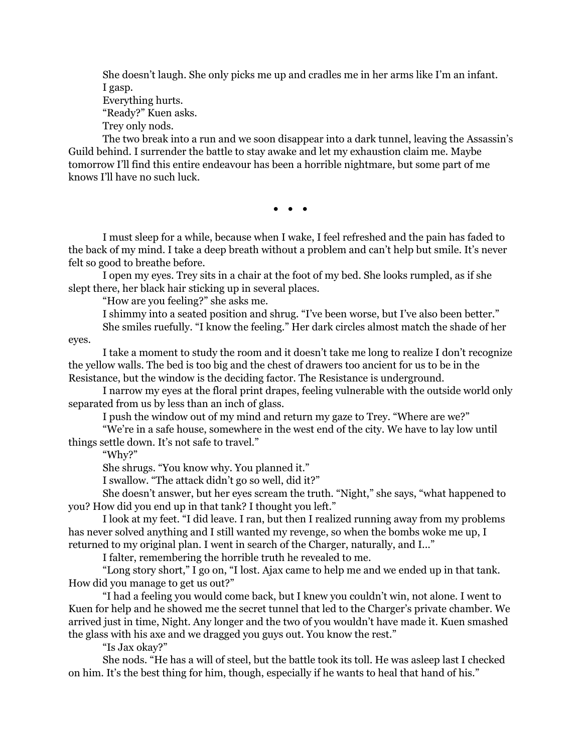She doesn't laugh. She only picks me up and cradles me in her arms like I'm an infant.

I gasp.

Everything hurts.

"Ready?" Kuen asks.

Trey only nods.

The two break into a run and we soon disappear into a dark tunnel, leaving the Assassin's Guild behind. I surrender the battle to stay awake and let my exhaustion claim me. Maybe tomorrow I'll find this entire endeavour has been a horrible nightmare, but some part of me knows I'll have no such luck.

• • •

I must sleep for a while, because when I wake, I feel refreshed and the pain has faded to the back of my mind. I take a deep breath without a problem and can't help but smile. It's never felt so good to breathe before.

I open my eyes. Trey sits in a chair at the foot of my bed. She looks rumpled, as if she slept there, her black hair sticking up in several places.

"How are you feeling?" she asks me.

I shimmy into a seated position and shrug. "I've been worse, but I've also been better."

She smiles ruefully. "I know the feeling." Her dark circles almost match the shade of her eyes.

I take a moment to study the room and it doesn't take me long to realize I don't recognize the yellow walls. The bed is too big and the chest of drawers too ancient for us to be in the Resistance, but the window is the deciding factor. The Resistance is underground.

I narrow my eyes at the floral print drapes, feeling vulnerable with the outside world only separated from us by less than an inch of glass.

I push the window out of my mind and return my gaze to Trey. "Where are we?"

"We're in a safe house, somewhere in the west end of the city. We have to lay low until things settle down. It's not safe to travel."

"Why?"

She shrugs. "You know why. You planned it."

I swallow. "The attack didn't go so well, did it?"

She doesn't answer, but her eyes scream the truth. "Night," she says, "what happened to you? How did you end up in that tank? I thought you left."

I look at my feet. "I did leave. I ran, but then I realized running away from my problems has never solved anything and I still wanted my revenge, so when the bombs woke me up, I returned to my original plan. I went in search of the Charger, naturally, and I..."

I falter, remembering the horrible truth he revealed to me.

"Long story short," I go on, "I lost. Ajax came to help me and we ended up in that tank. How did you manage to get us out?"

"I had a feeling you would come back, but I knew you couldn't win, not alone. I went to Kuen for help and he showed me the secret tunnel that led to the Charger's private chamber. We arrived just in time, Night. Any longer and the two of you wouldn't have made it. Kuen smashed the glass with his axe and we dragged you guys out. You know the rest."

"Is Jax okay?"

She nods. "He has a will of steel, but the battle took its toll. He was asleep last I checked on him. It's the best thing for him, though, especially if he wants to heal that hand of his."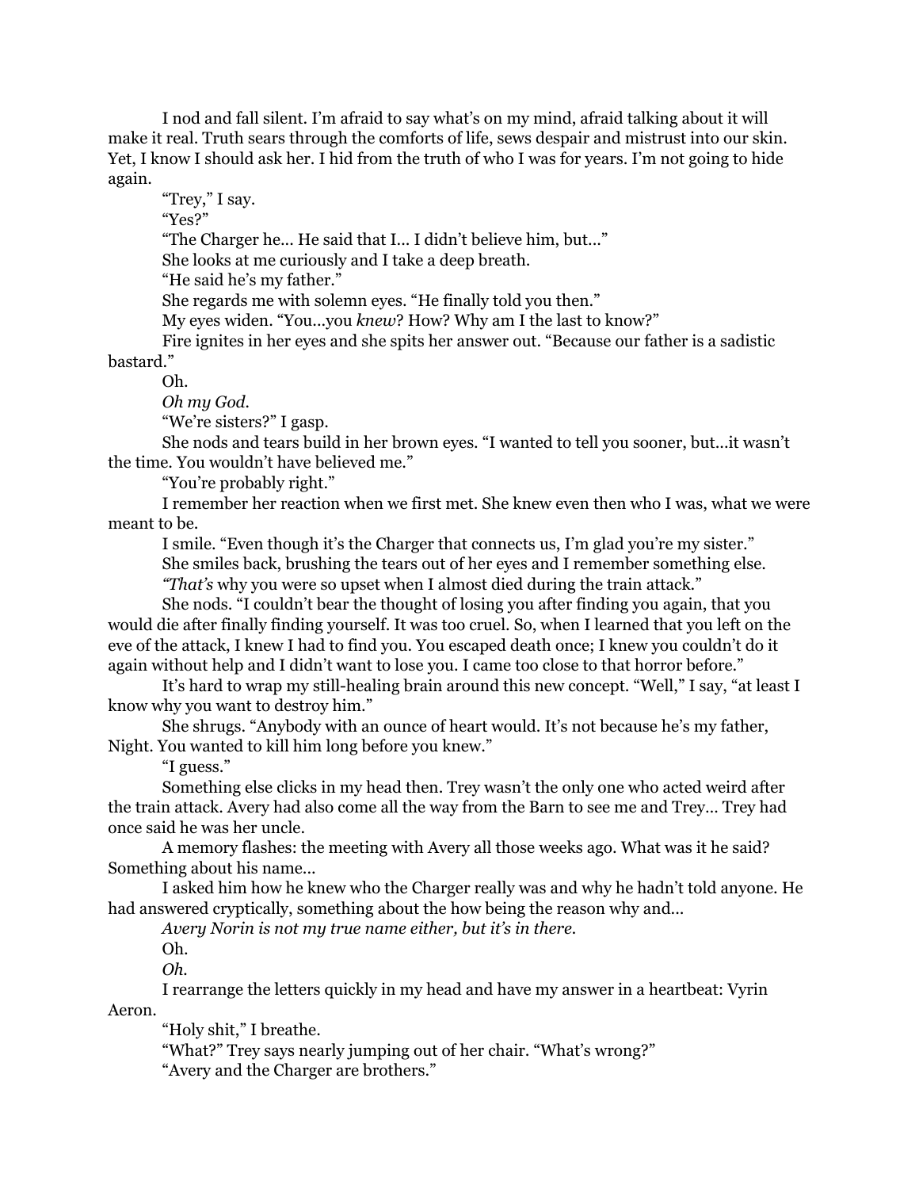I nod and fall silent. I'm afraid to say what's on my mind, afraid talking about it will make it real. Truth sears through the comforts of life, sews despair and mistrust into our skin. Yet, I know I should ask her. I hid from the truth of who I was for years. I'm not going to hide again.

"Trey," I say.

"Yes?"

"The Charger he… He said that I… I didn't believe him, but…"

She looks at me curiously and I take a deep breath.

"He said he's my father."

She regards me with solemn eyes. "He finally told you then."

My eyes widen. "You…you *knew*? How? Why am I the last to know?"

Fire ignites in her eyes and she spits her answer out. "Because our father is a sadistic bastard."

Oh.

*Oh my God.*

"We're sisters?" I gasp.

She nods and tears build in her brown eyes. "I wanted to tell you sooner, but…it wasn't the time. You wouldn't have believed me."

"You're probably right."

I remember her reaction when we first met. She knew even then who I was, what we were meant to be.

I smile. "Even though it's the Charger that connects us, I'm glad you're my sister."

She smiles back, brushing the tears out of her eyes and I remember something else.

*"That's* why you were so upset when I almost died during the train attack."

She nods. "I couldn't bear the thought of losing you after finding you again, that you would die after finally finding yourself. It was too cruel. So, when I learned that you left on the eve of the attack, I knew I had to find you. You escaped death once; I knew you couldn't do it again without help and I didn't want to lose you. I came too close to that horror before."

It's hard to wrap my still-healing brain around this new concept. "Well," I say, "at least I know why you want to destroy him."

She shrugs. "Anybody with an ounce of heart would. It's not because he's my father, Night. You wanted to kill him long before you knew."

"I guess."

Something else clicks in my head then. Trey wasn't the only one who acted weird after the train attack. Avery had also come all the way from the Barn to see me and Trey… Trey had once said he was her uncle.

A memory flashes: the meeting with Avery all those weeks ago. What was it he said? Something about his name…

I asked him how he knew who the Charger really was and why he hadn't told anyone. He had answered cryptically, something about the how being the reason why and…

*Avery Norin is not my true name either, but it's in there.*

Oh.

*Oh.*

I rearrange the letters quickly in my head and have my answer in a heartbeat: Vyrin Aeron.

"Holy shit," I breathe.

"What?" Trey says nearly jumping out of her chair. "What's wrong?"

"Avery and the Charger are brothers."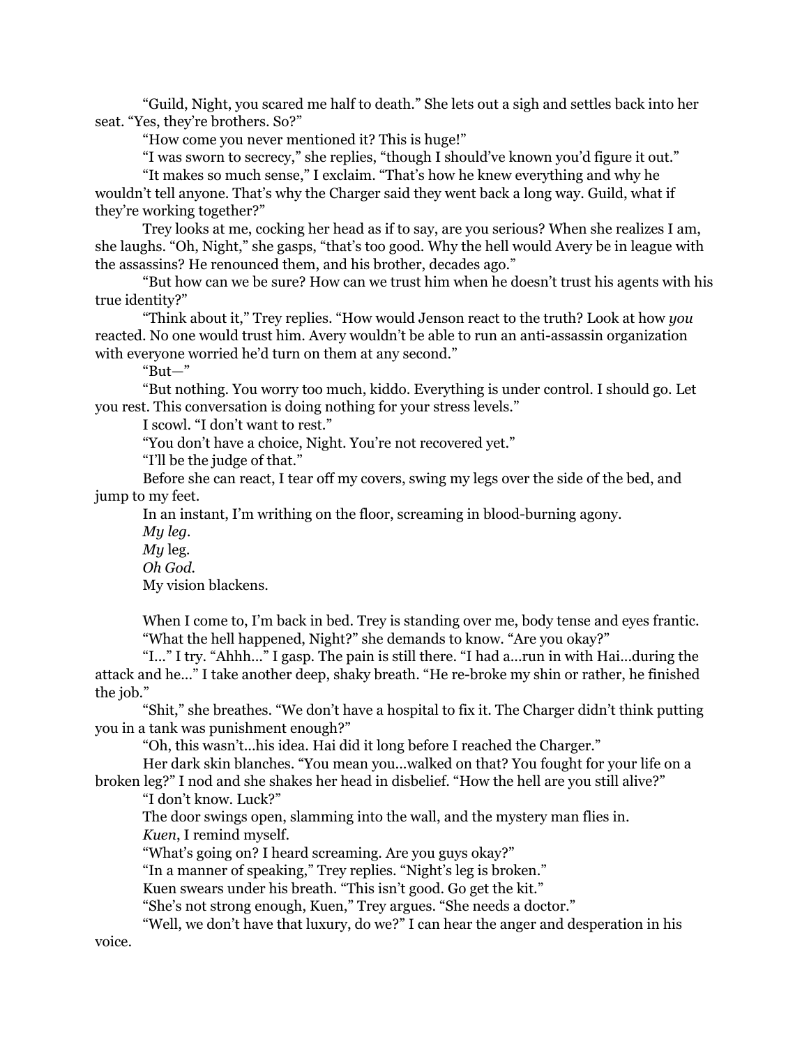"Guild, Night, you scared me half to death." She lets out a sigh and settles back into her seat. "Yes, they're brothers. So?"

"How come you never mentioned it? This is huge!"

"I was sworn to secrecy," she replies, "though I should've known you'd figure it out."

"It makes so much sense," I exclaim. "That's how he knew everything and why he wouldn't tell anyone. That's why the Charger said they went back a long way. Guild, what if they're working together?"

Trey looks at me, cocking her head as if to say, are you serious? When she realizes I am, she laughs. "Oh, Night," she gasps, "that's too good. Why the hell would Avery be in league with the assassins? He renounced them, and his brother, decades ago."

"But how can we be sure? How can we trust him when he doesn't trust his agents with his true identity?"

"Think about it," Trey replies. "How would Jenson react to the truth? Look at how *you* reacted. No one would trust him. Avery wouldn't be able to run an anti-assassin organization with everyone worried he'd turn on them at any second."

"But—"

"But nothing. You worry too much, kiddo. Everything is under control. I should go. Let you rest. This conversation is doing nothing for your stress levels."

I scowl. "I don't want to rest."

"You don't have a choice, Night. You're not recovered yet."

"I'll be the judge of that."

Before she can react, I tear off my covers, swing my legs over the side of the bed, and jump to my feet.

In an instant, I'm writhing on the floor, screaming in blood-burning agony.

*My leg.*

*My* leg.

*Oh God.*

My vision blackens.

When I come to, I'm back in bed. Trey is standing over me, body tense and eyes frantic.

"What the hell happened, Night?" she demands to know. "Are you okay?"

"I..." I try. "Ahhh..." I gasp. The pain is still there. "I had a...run in with Hai...during the attack and he..." I take another deep, shaky breath. "He re-broke my shin or rather, he finished the job."

"Shit," she breathes. "We don't have a hospital to fix it. The Charger didn't think putting you in a tank was punishment enough?"

"Oh, this wasn't...his idea. Hai did it long before I reached the Charger."

Her dark skin blanches. "You mean you...walked on that? You fought for your life on a broken leg?" I nod and she shakes her head in disbelief. "How the hell are you still alive?"

"I don't know. Luck?"

The door swings open, slamming into the wall, and the mystery man flies in.

*Kuen*, I remind myself.

"What's going on? I heard screaming. Are you guys okay?"

"In a manner of speaking," Trey replies. "Night's leg is broken."

Kuen swears under his breath. "This isn't good. Go get the kit."

"She's not strong enough, Kuen," Trey argues. "She needs a doctor."

"Well, we don't have that luxury, do we?" I can hear the anger and desperation in his voice.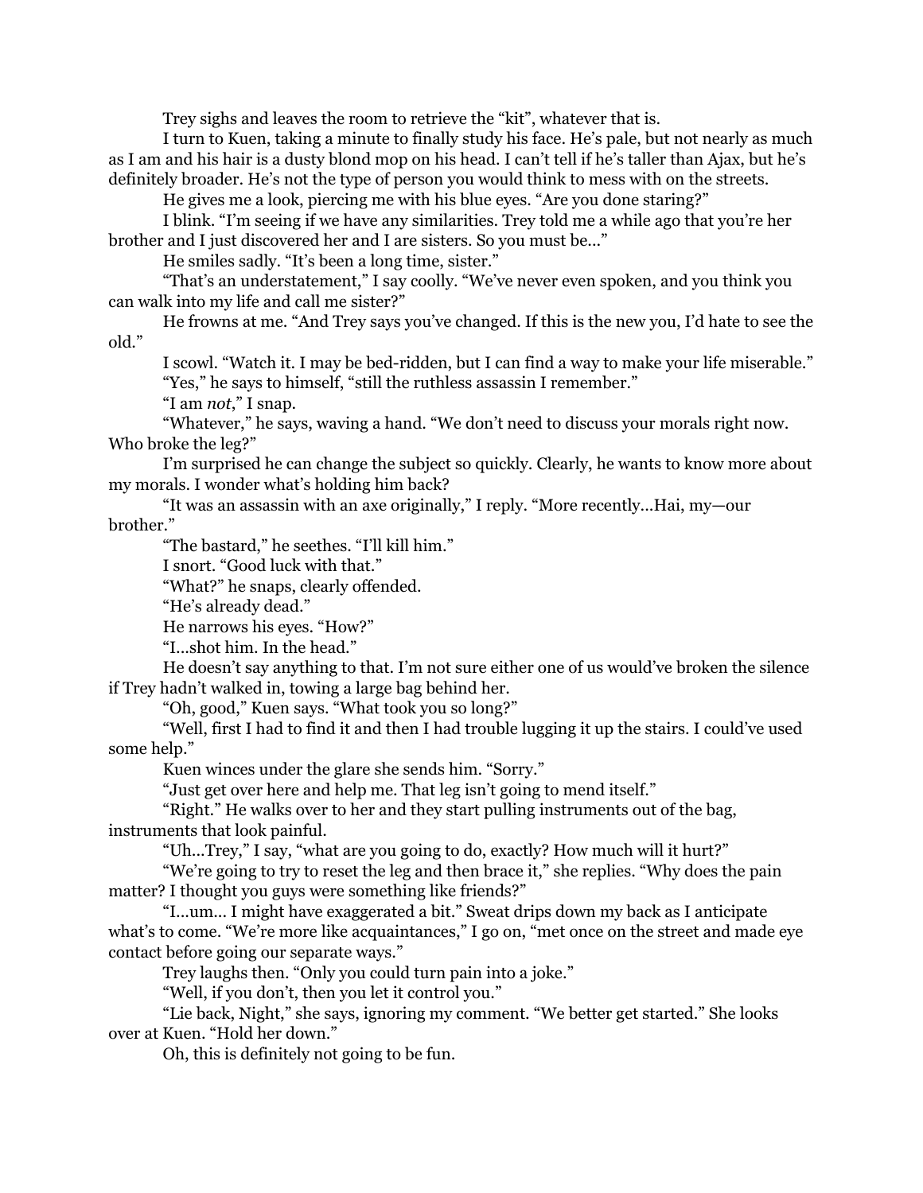Trey sighs and leaves the room to retrieve the "kit", whatever that is.

I turn to Kuen, taking a minute to finally study his face. He's pale, but not nearly as much as I am and his hair is a dusty blond mop on his head. I can't tell if he's taller than Ajax, but he's definitely broader. He's not the type of person you would think to mess with on the streets.

He gives me a look, piercing me with his blue eyes. "Are you done staring?"

I blink. "I'm seeing if we have any similarities. Trey told me a while ago that you're her brother and I just discovered her and I are sisters. So you must be…"

He smiles sadly. "It's been a long time, sister."

"That's an understatement," I say coolly. "We've never even spoken, and you think you can walk into my life and call me sister?"

He frowns at me. "And Trey says you've changed. If this is the new you, I'd hate to see the old."

I scowl. "Watch it. I may be bed-ridden, but I can find a way to make your life miserable."

"Yes," he says to himself, "still the ruthless assassin I remember."

"I am *not*," I snap.

"Whatever," he says, waving a hand. "We don't need to discuss your morals right now. Who broke the leg?"

I'm surprised he can change the subject so quickly. Clearly, he wants to know more about my morals. I wonder what's holding him back?

"It was an assassin with an axe originally," I reply. "More recently…Hai, my—our brother."

"The bastard," he seethes. "I'll kill him."

I snort. "Good luck with that."

"What?" he snaps, clearly offended.

"He's already dead."

He narrows his eyes. "How?"

"I…shot him. In the head."

He doesn't say anything to that. I'm not sure either one of us would've broken the silence if Trey hadn't walked in, towing a large bag behind her.

"Oh, good," Kuen says. "What took you so long?"

"Well, first I had to find it and then I had trouble lugging it up the stairs. I could've used some help."

Kuen winces under the glare she sends him. "Sorry."

"Just get over here and help me. That leg isn't going to mend itself."

"Right." He walks over to her and they start pulling instruments out of the bag, instruments that look painful.

"Uh…Trey," I say, "what are you going to do, exactly? How much will it hurt?"

"We're going to try to reset the leg and then brace it," she replies. "Why does the pain matter? I thought you guys were something like friends?"

"I…um… I might have exaggerated a bit." Sweat drips down my back as I anticipate what's to come. "We're more like acquaintances," I go on, "met once on the street and made eye contact before going our separate ways."

Trey laughs then. "Only you could turn pain into a joke."

"Well, if you don't, then you let it control you."

"Lie back, Night," she says, ignoring my comment. "We better get started." She looks over at Kuen. "Hold her down."

Oh, this is definitely not going to be fun.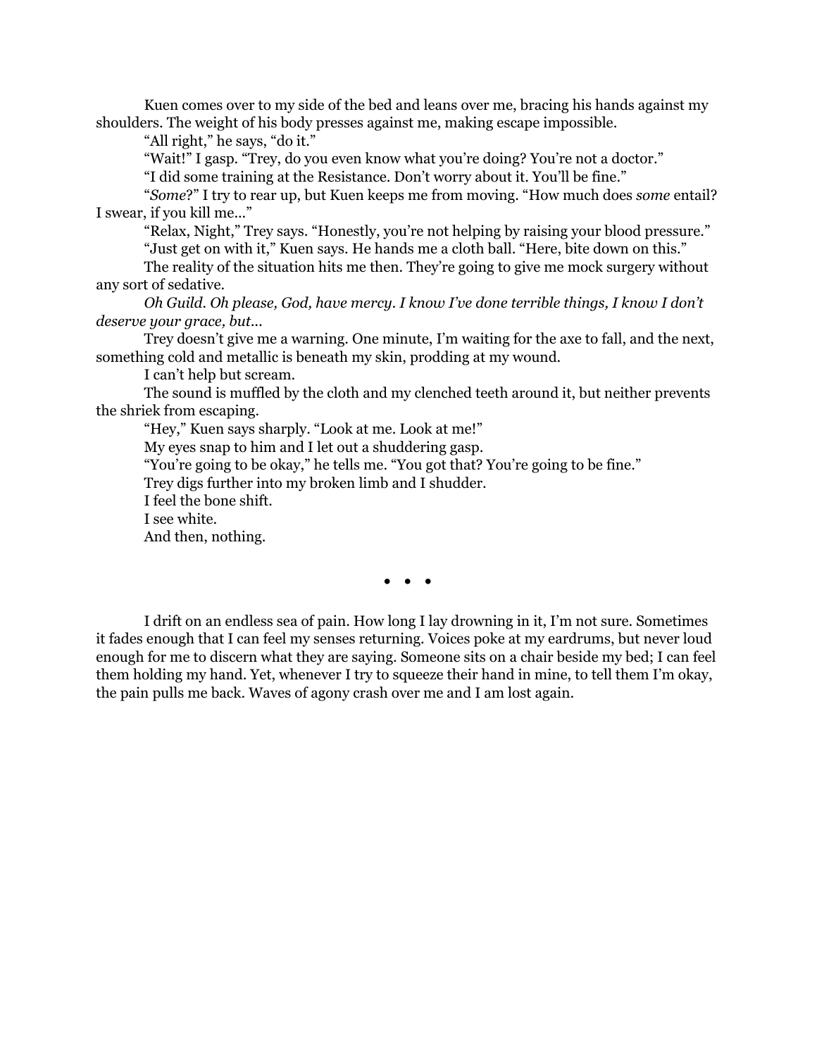Kuen comes over to my side of the bed and leans over me, bracing his hands against my shoulders. The weight of his body presses against me, making escape impossible.

"All right," he says, "do it."

"Wait!" I gasp. "Trey, do you even know what you're doing? You're not a doctor."

"I did some training at the Resistance. Don't worry about it. You'll be fine."

"*Some*?" I try to rear up, but Kuen keeps me from moving. "How much does *some* entail? I swear, if you kill me…"

"Relax, Night," Trey says. "Honestly, you're not helping by raising your blood pressure."

"Just get on with it," Kuen says. He hands me a cloth ball. "Here, bite down on this."

The reality of the situation hits me then. They're going to give me mock surgery without any sort of sedative.

*Oh Guild. Oh please, God, have mercy. I know I've done terrible things, I know I don't deserve your grace, but…*

Trey doesn't give me a warning. One minute, I'm waiting for the axe to fall, and the next, something cold and metallic is beneath my skin, prodding at my wound.

I can't help but scream.

The sound is muffled by the cloth and my clenched teeth around it, but neither prevents the shriek from escaping.

"Hey," Kuen says sharply. "Look at me. Look at me!"

My eyes snap to him and I let out a shuddering gasp.

"You're going to be okay," he tells me. "You got that? You're going to be fine."

Trey digs further into my broken limb and I shudder.

I feel the bone shift.

I see white.

And then, nothing.

• • •

I drift on an endless sea of pain. How long I lay drowning in it, I'm not sure. Sometimes it fades enough that I can feel my senses returning. Voices poke at my eardrums, but never loud enough for me to discern what they are saying. Someone sits on a chair beside my bed; I can feel them holding my hand. Yet, whenever I try to squeeze their hand in mine, to tell them I'm okay, the pain pulls me back. Waves of agony crash over me and I am lost again.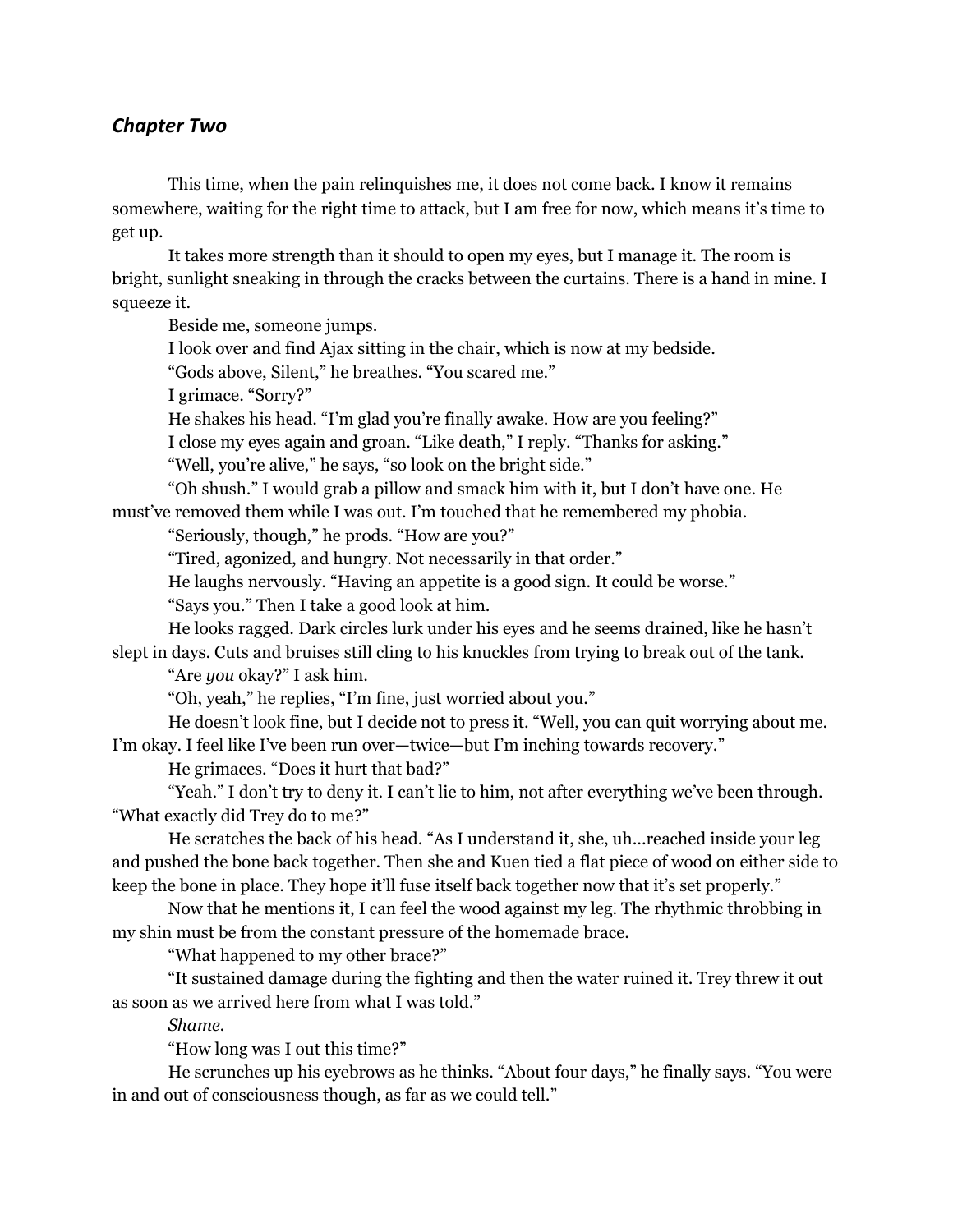## *Chapter Two*

This time, when the pain relinquishes me, it does not come back. I know it remains somewhere, waiting for the right time to attack, but I am free for now, which means it's time to get up.

It takes more strength than it should to open my eyes, but I manage it. The room is bright, sunlight sneaking in through the cracks between the curtains. There is a hand in mine. I squeeze it.

Beside me, someone jumps.

I look over and find Ajax sitting in the chair, which is now at my bedside.

"Gods above, Silent," he breathes. "You scared me."

I grimace. "Sorry?"

He shakes his head. "I'm glad you're finally awake. How are you feeling?"

I close my eyes again and groan. "Like death," I reply. "Thanks for asking."

"Well, you're alive," he says, "so look on the bright side."

"Oh shush." I would grab a pillow and smack him with it, but I don't have one. He must've removed them while I was out. I'm touched that he remembered my phobia.

"Seriously, though," he prods. "How are you?"

"Tired, agonized, and hungry. Not necessarily in that order."

He laughs nervously. "Having an appetite is a good sign. It could be worse."

"Says you." Then I take a good look at him.

He looks ragged. Dark circles lurk under his eyes and he seems drained, like he hasn't slept in days. Cuts and bruises still cling to his knuckles from trying to break out of the tank.

"Are *you* okay?" I ask him.

"Oh, yeah," he replies, "I'm fine, just worried about you."

He doesn't look fine, but I decide not to press it. "Well, you can quit worrying about me. I'm okay. I feel like I've been run over—twice—but I'm inching towards recovery."

He grimaces. "Does it hurt that bad?"

"Yeah." I don't try to deny it. I can't lie to him, not after everything we've been through. "What exactly did Trey do to me?"

He scratches the back of his head. "As I understand it, she, uh…reached inside your leg and pushed the bone back together. Then she and Kuen tied a flat piece of wood on either side to keep the bone in place. They hope it'll fuse itself back together now that it's set properly."

Now that he mentions it, I can feel the wood against my leg. The rhythmic throbbing in my shin must be from the constant pressure of the homemade brace.

"What happened to my other brace?"

"It sustained damage during the fighting and then the water ruined it. Trey threw it out as soon as we arrived here from what I was told."

*Shame.*

"How long was I out this time?"

He scrunches up his eyebrows as he thinks. "About four days," he finally says. "You were in and out of consciousness though, as far as we could tell."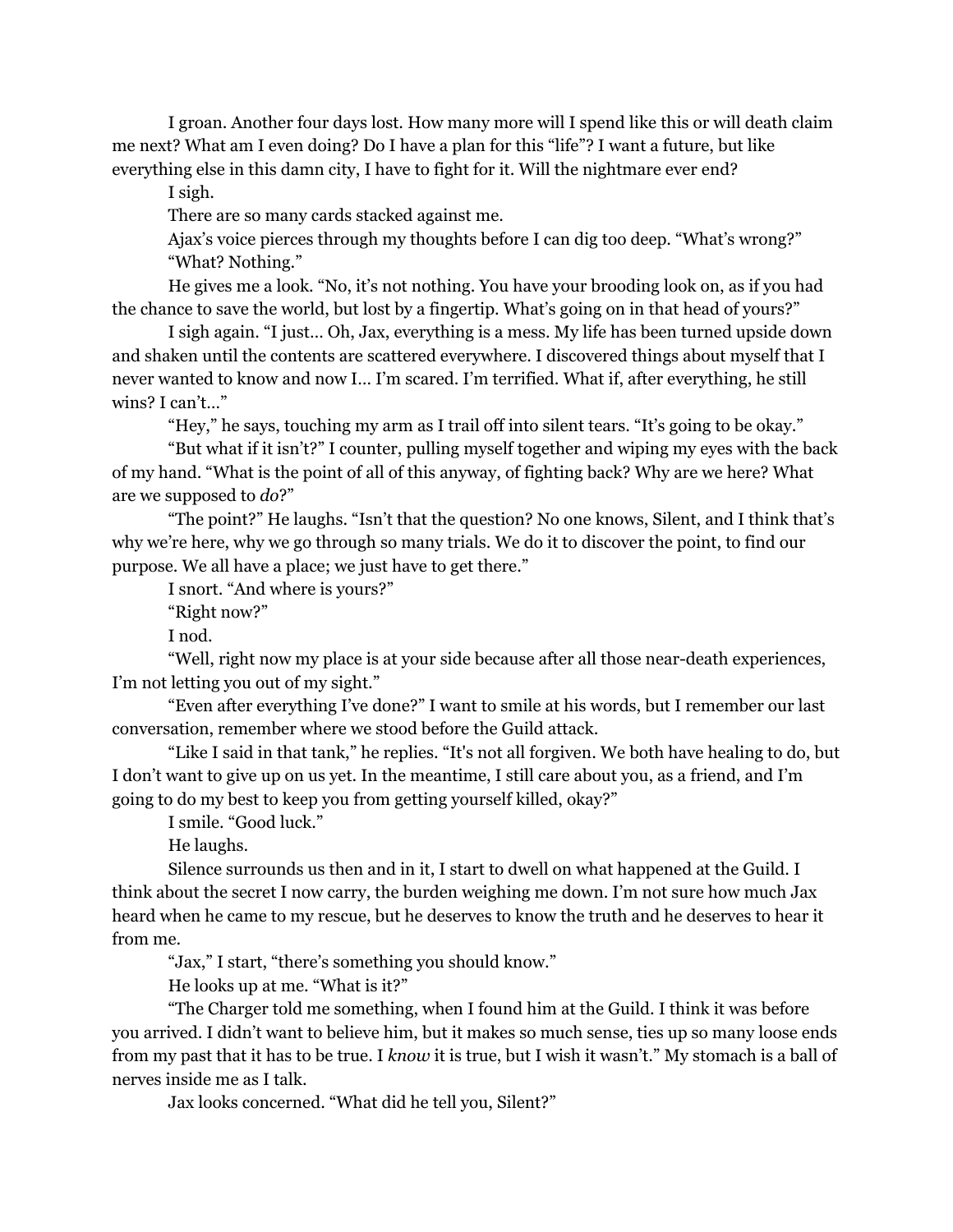I groan. Another four days lost. How many more will I spend like this or will death claim me next? What am I even doing? Do I have a plan for this "life"? I want a future, but like everything else in this damn city, I have to fight for it. Will the nightmare ever end?

I sigh.

There are so many cards stacked against me.

Ajax's voice pierces through my thoughts before I can dig too deep. "What's wrong?"

"What? Nothing."

He gives me a look. "No, it's not nothing. You have your brooding look on, as if you had the chance to save the world, but lost by a fingertip. What's going on in that head of yours?"

I sigh again. "I just… Oh, Jax, everything is a mess. My life has been turned upside down and shaken until the contents are scattered everywhere. I discovered things about myself that I never wanted to know and now I… I'm scared. I'm terrified. What if, after everything, he still wins? I can't…"

"Hey," he says, touching my arm as I trail off into silent tears. "It's going to be okay."

"But what if it isn't?" I counter, pulling myself together and wiping my eyes with the back of my hand. "What is the point of all of this anyway, of fighting back? Why are we here? What are we supposed to *do*?"

"The point?" He laughs. "Isn't that the question? No one knows, Silent, and I think that's why we're here, why we go through so many trials. We do it to discover the point, to find our purpose. We all have a place; we just have to get there."

I snort. "And where is yours?"

"Right now?"

I nod.

"Well, right now my place is at your side because after all those near-death experiences, I'm not letting you out of my sight."

"Even after everything I've done?" I want to smile at his words, but I remember our last conversation, remember where we stood before the Guild attack.

"Like I said in that tank," he replies. "It's not all forgiven. We both have healing to do, but I don't want to give up on us yet. In the meantime, I still care about you, as a friend, and I'm going to do my best to keep you from getting yourself killed, okay?"

I smile. "Good luck."

He laughs.

Silence surrounds us then and in it, I start to dwell on what happened at the Guild. I think about the secret I now carry, the burden weighing me down. I'm not sure how much Jax heard when he came to my rescue, but he deserves to know the truth and he deserves to hear it from me.

"Jax," I start, "there's something you should know."

He looks up at me. "What is it?"

"The Charger told me something, when I found him at the Guild. I think it was before you arrived. I didn't want to believe him, but it makes so much sense, ties up so many loose ends from my past that it has to be true. I *know* it is true, but I wish it wasn't." My stomach is a ball of nerves inside me as I talk.

Jax looks concerned. "What did he tell you, Silent?"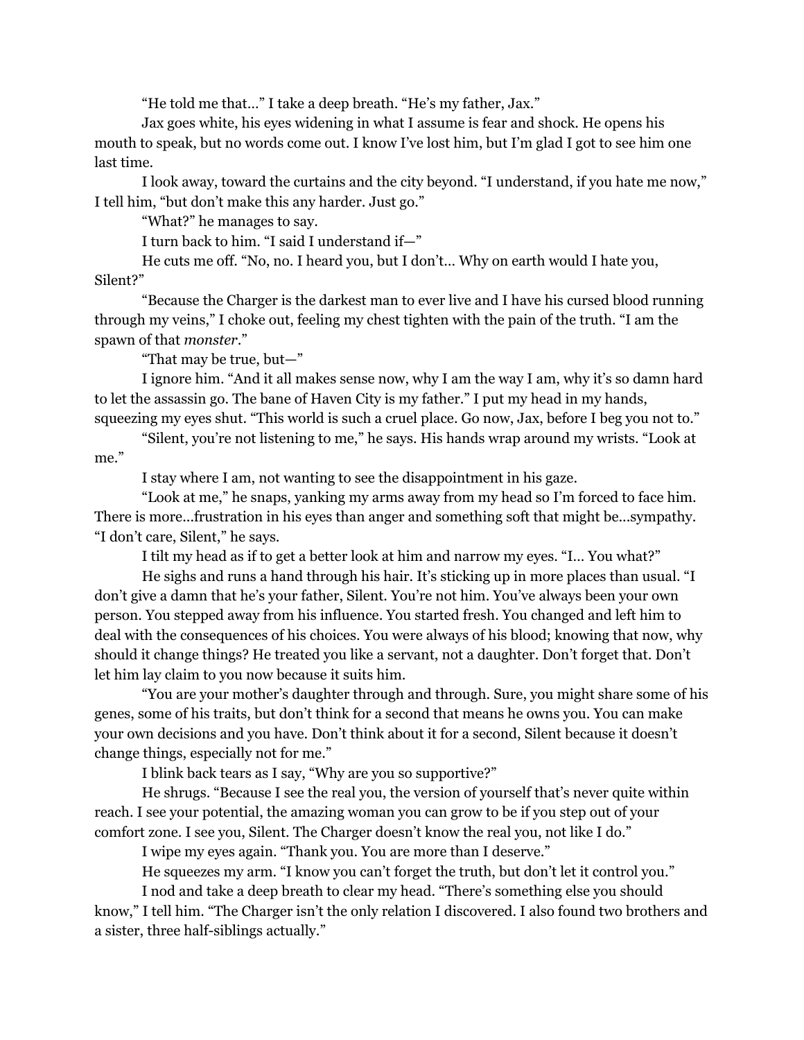"He told me that…" I take a deep breath. "He's my father, Jax."

Jax goes white, his eyes widening in what I assume is fear and shock. He opens his mouth to speak, but no words come out. I know I've lost him, but I'm glad I got to see him one last time.

I look away, toward the curtains and the city beyond. "I understand, if you hate me now," I tell him, "but don't make this any harder. Just go."

"What?" he manages to say.

I turn back to him. "I said I understand if—"

He cuts me off. "No, no. I heard you, but I don't… Why on earth would I hate you, Silent?"

"Because the Charger is the darkest man to ever live and I have his cursed blood running through my veins," I choke out, feeling my chest tighten with the pain of the truth. "I am the spawn of that *monster*."

"That may be true, but—"

I ignore him. "And it all makes sense now, why I am the way I am, why it's so damn hard to let the assassin go. The bane of Haven City is my father." I put my head in my hands, squeezing my eyes shut. "This world is such a cruel place. Go now, Jax, before I beg you not to."

"Silent, you're not listening to me," he says. His hands wrap around my wrists. "Look at me."

I stay where I am, not wanting to see the disappointment in his gaze.

"Look at me," he snaps, yanking my arms away from my head so I'm forced to face him. There is more…frustration in his eyes than anger and something soft that might be…sympathy. "I don't care, Silent," he says.

I tilt my head as if to get a better look at him and narrow my eyes. "I… You what?"

He sighs and runs a hand through his hair. It's sticking up in more places than usual. "I don't give a damn that he's your father, Silent. You're not him. You've always been your own person. You stepped away from his influence. You started fresh. You changed and left him to deal with the consequences of his choices. You were always of his blood; knowing that now, why should it change things? He treated you like a servant, not a daughter. Don't forget that. Don't let him lay claim to you now because it suits him.

"You are your mother's daughter through and through. Sure, you might share some of his genes, some of his traits, but don't think for a second that means he owns you. You can make your own decisions and you have. Don't think about it for a second, Silent because it doesn't change things, especially not for me."

I blink back tears as I say, "Why are you so supportive?"

He shrugs. "Because I see the real you, the version of yourself that's never quite within reach. I see your potential, the amazing woman you can grow to be if you step out of your comfort zone. I see you, Silent. The Charger doesn't know the real you, not like I do."

I wipe my eyes again. "Thank you. You are more than I deserve."

He squeezes my arm. "I know you can't forget the truth, but don't let it control you."

I nod and take a deep breath to clear my head. "There's something else you should know," I tell him. "The Charger isn't the only relation I discovered. I also found two brothers and a sister, three half-siblings actually."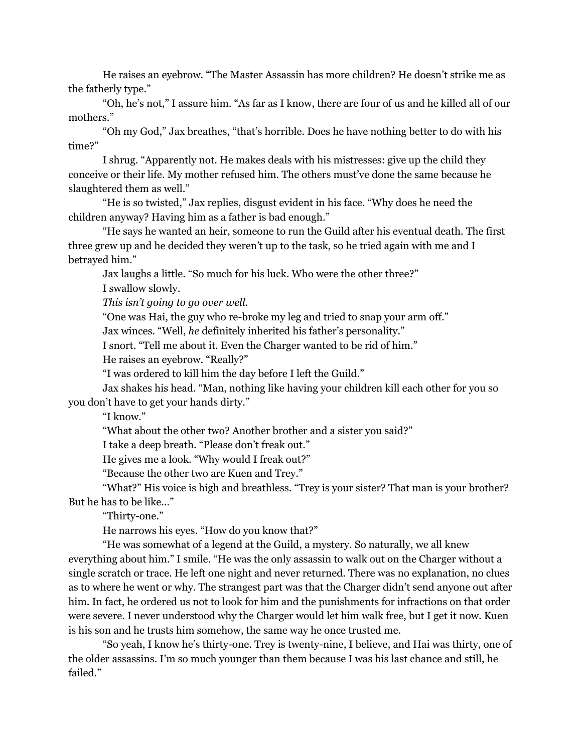He raises an eyebrow. "The Master Assassin has more children? He doesn't strike me as the fatherly type."

"Oh, he's not," I assure him. "As far as I know, there are four of us and he killed all of our mothers."

"Oh my God," Jax breathes, "that's horrible. Does he have nothing better to do with his time?"

I shrug. "Apparently not. He makes deals with his mistresses: give up the child they conceive or their life. My mother refused him. The others must've done the same because he slaughtered them as well."

"He is so twisted," Jax replies, disgust evident in his face. "Why does he need the children anyway? Having him as a father is bad enough."

"He says he wanted an heir, someone to run the Guild after his eventual death. The first three grew up and he decided they weren't up to the task, so he tried again with me and I betrayed him."

Jax laughs a little. "So much for his luck. Who were the other three?"

I swallow slowly.

*This isn't going to go over well.*

"One was Hai, the guy who re-broke my leg and tried to snap your arm off."

Jax winces. "Well, *he* definitely inherited his father's personality."

I snort. "Tell me about it. Even the Charger wanted to be rid of him."

He raises an eyebrow. "Really?"

"I was ordered to kill him the day before I left the Guild."

Jax shakes his head. "Man, nothing like having your children kill each other for you so you don't have to get your hands dirty."

"I know."

"What about the other two? Another brother and a sister you said?"

I take a deep breath. "Please don't freak out."

He gives me a look. "Why would I freak out?"

"Because the other two are Kuen and Trey."

"What?" His voice is high and breathless. "Trey is your sister? That man is your brother? But he has to be like…"

"Thirty-one."

He narrows his eyes. "How do you know that?"

"He was somewhat of a legend at the Guild, a mystery. So naturally, we all knew everything about him." I smile. "He was the only assassin to walk out on the Charger without a single scratch or trace. He left one night and never returned. There was no explanation, no clues as to where he went or why. The strangest part was that the Charger didn't send anyone out after him. In fact, he ordered us not to look for him and the punishments for infractions on that order were severe. I never understood why the Charger would let him walk free, but I get it now. Kuen is his son and he trusts him somehow, the same way he once trusted me.

"So yeah, I know he's thirty-one. Trey is twenty-nine, I believe, and Hai was thirty, one of the older assassins. I'm so much younger than them because I was his last chance and still, he failed."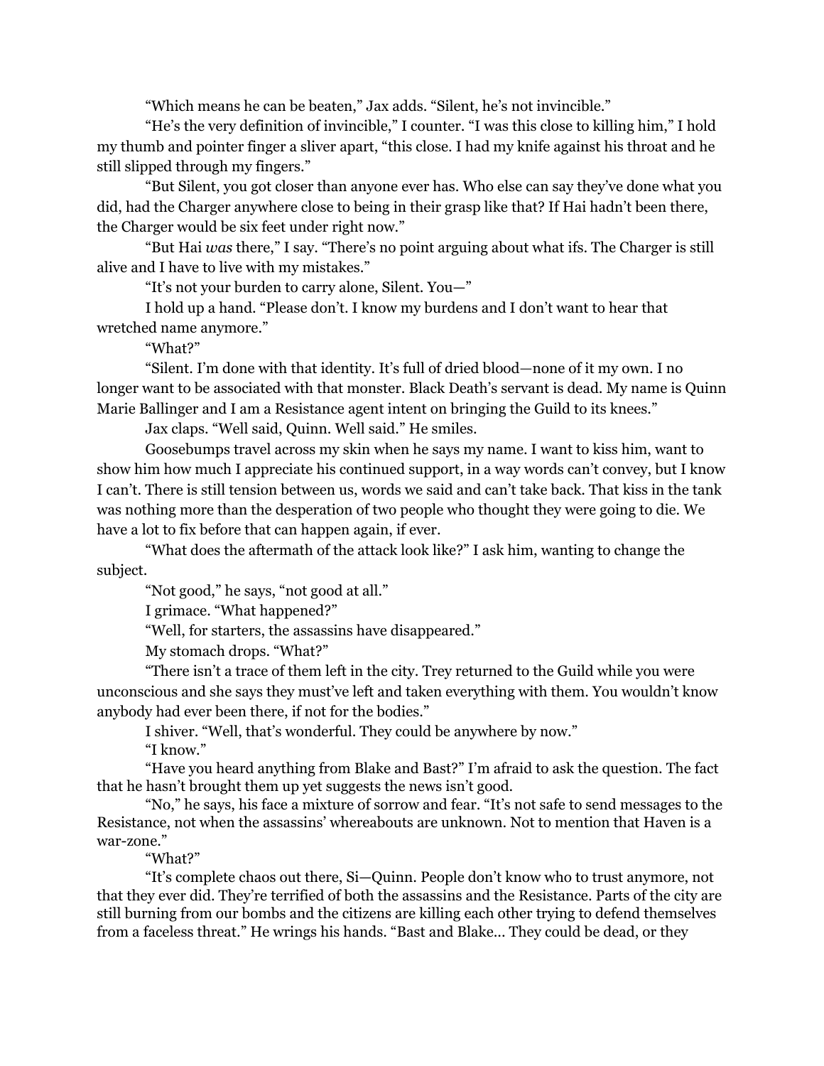"Which means he can be beaten," Jax adds. "Silent, he's not invincible."

"He's the very definition of invincible," I counter. "I was this close to killing him," I hold my thumb and pointer finger a sliver apart, "this close. I had my knife against his throat and he still slipped through my fingers."

"But Silent, you got closer than anyone ever has. Who else can say they've done what you did, had the Charger anywhere close to being in their grasp like that? If Hai hadn't been there, the Charger would be six feet under right now."

"But Hai *was* there," I say. "There's no point arguing about what ifs. The Charger is still alive and I have to live with my mistakes."

"It's not your burden to carry alone, Silent. You—"

I hold up a hand. "Please don't. I know my burdens and I don't want to hear that wretched name anymore."

"What?"

"Silent. I'm done with that identity. It's full of dried blood—none of it my own. I no longer want to be associated with that monster. Black Death's servant is dead. My name is Quinn Marie Ballinger and I am a Resistance agent intent on bringing the Guild to its knees."

Jax claps. "Well said, Quinn. Well said." He smiles.

Goosebumps travel across my skin when he says my name. I want to kiss him, want to show him how much I appreciate his continued support, in a way words can't convey, but I know I can't. There is still tension between us, words we said and can't take back. That kiss in the tank was nothing more than the desperation of two people who thought they were going to die. We have a lot to fix before that can happen again, if ever.

"What does the aftermath of the attack look like?" I ask him, wanting to change the subject.

"Not good," he says, "not good at all."

I grimace. "What happened?"

"Well, for starters, the assassins have disappeared."

My stomach drops. "What?"

"There isn't a trace of them left in the city. Trey returned to the Guild while you were unconscious and she says they must've left and taken everything with them. You wouldn't know anybody had ever been there, if not for the bodies."

I shiver. "Well, that's wonderful. They could be anywhere by now."

"I know."

"Have you heard anything from Blake and Bast?" I'm afraid to ask the question. The fact that he hasn't brought them up yet suggests the news isn't good.

"No," he says, his face a mixture of sorrow and fear. "It's not safe to send messages to the Resistance, not when the assassins' whereabouts are unknown. Not to mention that Haven is a war-zone."

"What?"

"It's complete chaos out there, Si—Quinn. People don't know who to trust anymore, not that they ever did. They're terrified of both the assassins and the Resistance. Parts of the city are still burning from our bombs and the citizens are killing each other trying to defend themselves from a faceless threat." He wrings his hands. "Bast and Blake... They could be dead, or they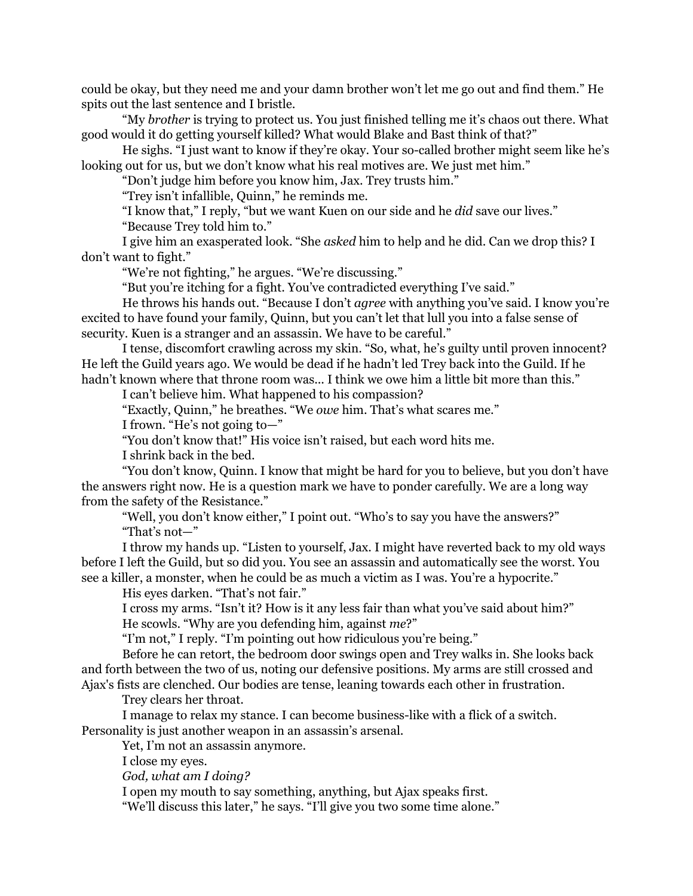could be okay, but they need me and your damn brother won't let me go out and find them." He spits out the last sentence and I bristle.

"My *brother* is trying to protect us. You just finished telling me it's chaos out there. What good would it do getting yourself killed? What would Blake and Bast think of that?"

He sighs. "I just want to know if they're okay. Your so-called brother might seem like he's looking out for us, but we don't know what his real motives are. We just met him."

"Don't judge him before you know him, Jax. Trey trusts him."

"Trey isn't infallible, Quinn," he reminds me.

"I know that," I reply, "but we want Kuen on our side and he *did* save our lives."

"Because Trey told him to."

I give him an exasperated look. "She *asked* him to help and he did. Can we drop this? I don't want to fight."

"We're not fighting," he argues. "We're discussing."

"But you're itching for a fight. You've contradicted everything I've said."

He throws his hands out. "Because I don't *agree* with anything you've said. I know you're excited to have found your family, Quinn, but you can't let that lull you into a false sense of security. Kuen is a stranger and an assassin. We have to be careful."

I tense, discomfort crawling across my skin. "So, what, he's guilty until proven innocent? He left the Guild years ago. We would be dead if he hadn't led Trey back into the Guild. If he hadn't known where that throne room was... I think we owe him a little bit more than this."

I can't believe him. What happened to his compassion?

"Exactly, Quinn," he breathes. "We *owe* him. That's what scares me."

I frown. "He's not going to—"

"You don't know that!" His voice isn't raised, but each word hits me.

I shrink back in the bed.

"You don't know, Quinn. I know that might be hard for you to believe, but you don't have the answers right now. He is a question mark we have to ponder carefully. We are a long way from the safety of the Resistance."

"Well, you don't know either," I point out. "Who's to say you have the answers?"

"That's not—"

I throw my hands up. "Listen to yourself, Jax. I might have reverted back to my old ways before I left the Guild, but so did you. You see an assassin and automatically see the worst. You see a killer, a monster, when he could be as much a victim as I was. You're a hypocrite."

His eyes darken. "That's not fair."

I cross my arms. "Isn't it? How is it any less fair than what you've said about him?"

He scowls. "Why are you defending him, against *me*?"

"I'm not," I reply. "I'm pointing out how ridiculous you're being."

Before he can retort, the bedroom door swings open and Trey walks in. She looks back and forth between the two of us, noting our defensive positions. My arms are still crossed and Ajax's fists are clenched. Our bodies are tense, leaning towards each other in frustration.

Trey clears her throat.

I manage to relax my stance. I can become business-like with a flick of a switch. Personality is just another weapon in an assassin's arsenal.

Yet, I'm not an assassin anymore.

I close my eyes.

*God, what am I doing?*

I open my mouth to say something, anything, but Ajax speaks first.

"We'll discuss this later," he says. "I'll give you two some time alone."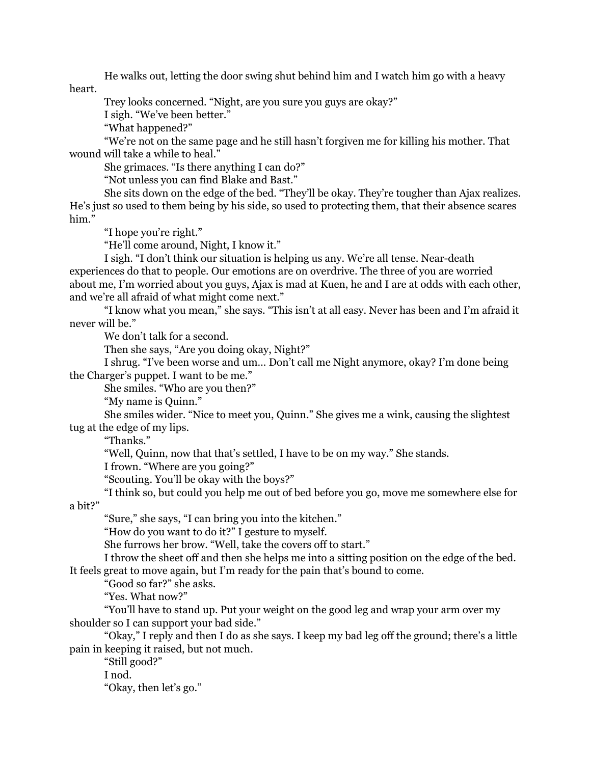He walks out, letting the door swing shut behind him and I watch him go with a heavy heart.

Trey looks concerned. "Night, are you sure you guys are okay?"

I sigh. "We've been better."

"What happened?"

"We're not on the same page and he still hasn't forgiven me for killing his mother. That wound will take a while to heal."

She grimaces. "Is there anything I can do?"

"Not unless you can find Blake and Bast."

She sits down on the edge of the bed. "They'll be okay. They're tougher than Ajax realizes. He's just so used to them being by his side, so used to protecting them, that their absence scares him."

"I hope you're right."

"He'll come around, Night, I know it."

I sigh. "I don't think our situation is helping us any. We're all tense. Near-death experiences do that to people. Our emotions are on overdrive. The three of you are worried about me, I'm worried about you guys, Ajax is mad at Kuen, he and I are at odds with each other, and we're all afraid of what might come next."

"I know what you mean," she says. "This isn't at all easy. Never has been and I'm afraid it never will be."

We don't talk for a second.

Then she says, "Are you doing okay, Night?"

I shrug. "I've been worse and um… Don't call me Night anymore, okay? I'm done being the Charger's puppet. I want to be me."

She smiles. "Who are you then?"

"My name is Quinn."

She smiles wider. "Nice to meet you, Quinn." She gives me a wink, causing the slightest tug at the edge of my lips.

"Thanks."

"Well, Quinn, now that that's settled, I have to be on my way." She stands.

I frown. "Where are you going?"

"Scouting. You'll be okay with the boys?"

"I think so, but could you help me out of bed before you go, move me somewhere else for a bit?"

"Sure," she says, "I can bring you into the kitchen."

"How do you want to do it?" I gesture to myself.

She furrows her brow. "Well, take the covers off to start."

I throw the sheet off and then she helps me into a sitting position on the edge of the bed. It feels great to move again, but I'm ready for the pain that's bound to come.

"Good so far?" she asks.

"Yes. What now?"

"You'll have to stand up. Put your weight on the good leg and wrap your arm over my shoulder so I can support your bad side."

"Okay," I reply and then I do as she says. I keep my bad leg off the ground; there's a little pain in keeping it raised, but not much.

"Still good?"

I nod.

"Okay, then let's go."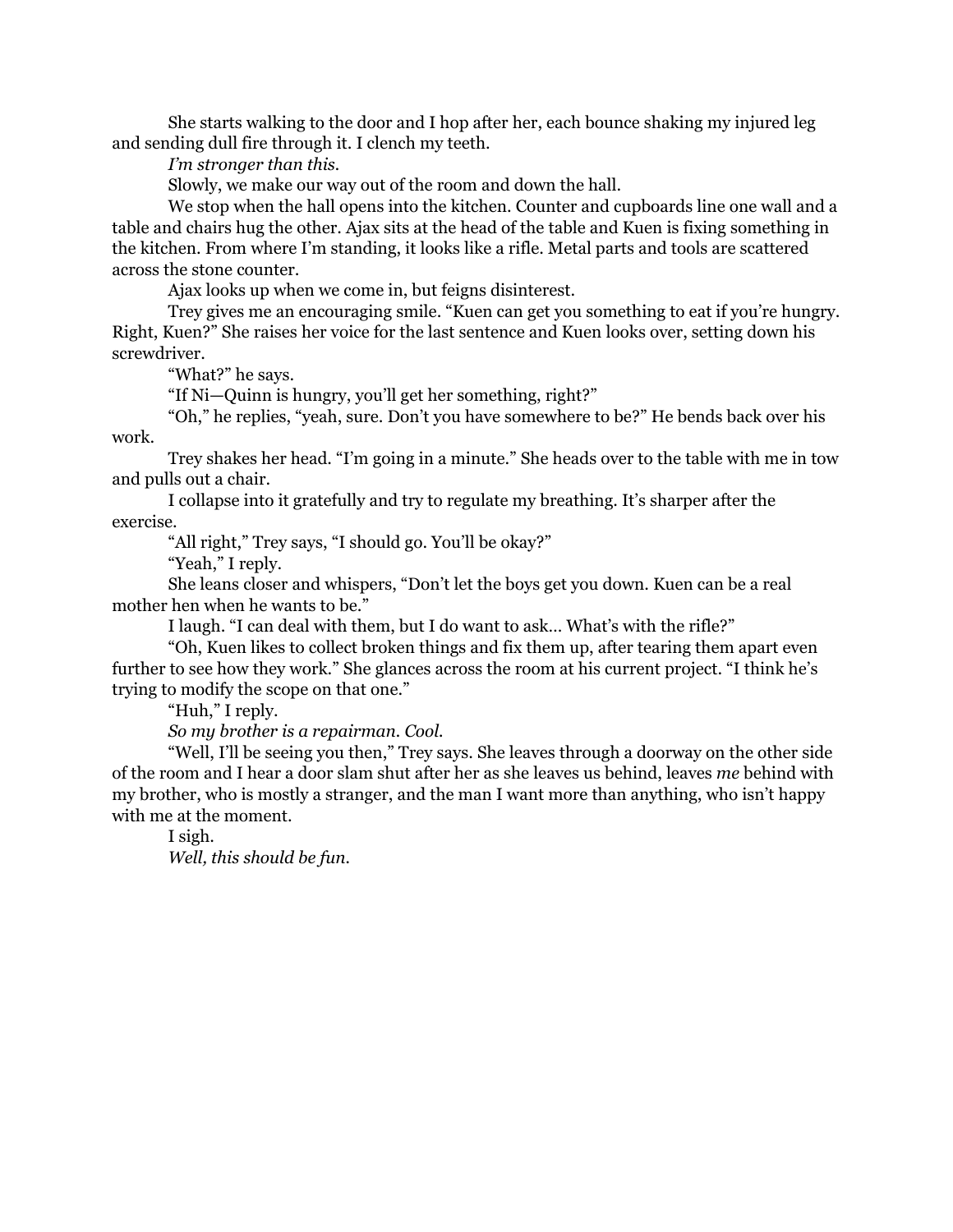She starts walking to the door and I hop after her, each bounce shaking my injured leg and sending dull fire through it. I clench my teeth.

*I'm stronger than this.*

Slowly, we make our way out of the room and down the hall.

We stop when the hall opens into the kitchen. Counter and cupboards line one wall and a table and chairs hug the other. Ajax sits at the head of the table and Kuen is fixing something in the kitchen. From where I'm standing, it looks like a rifle. Metal parts and tools are scattered across the stone counter.

Ajax looks up when we come in, but feigns disinterest.

Trey gives me an encouraging smile. "Kuen can get you something to eat if you're hungry. Right, Kuen?" She raises her voice for the last sentence and Kuen looks over, setting down his screwdriver.

"What?" he says.

"If Ni—Quinn is hungry, you'll get her something, right?"

"Oh," he replies, "yeah, sure. Don't you have somewhere to be?" He bends back over his work.

Trey shakes her head. "I'm going in a minute." She heads over to the table with me in tow and pulls out a chair.

I collapse into it gratefully and try to regulate my breathing. It's sharper after the exercise.

"All right," Trey says, "I should go. You'll be okay?"

"Yeah," I reply.

She leans closer and whispers, "Don't let the boys get you down. Kuen can be a real mother hen when he wants to be."

I laugh. "I can deal with them, but I do want to ask… What's with the rifle?"

"Oh, Kuen likes to collect broken things and fix them up, after tearing them apart even further to see how they work." She glances across the room at his current project. "I think he's trying to modify the scope on that one."

"Huh," I reply.

*So my brother is a repairman. Cool.*

"Well, I'll be seeing you then," Trey says. She leaves through a doorway on the other side of the room and I hear a door slam shut after her as she leaves us behind, leaves *me* behind with my brother, who is mostly a stranger, and the man I want more than anything, who isn't happy with me at the moment.

I sigh.

*Well, this should be fun.*